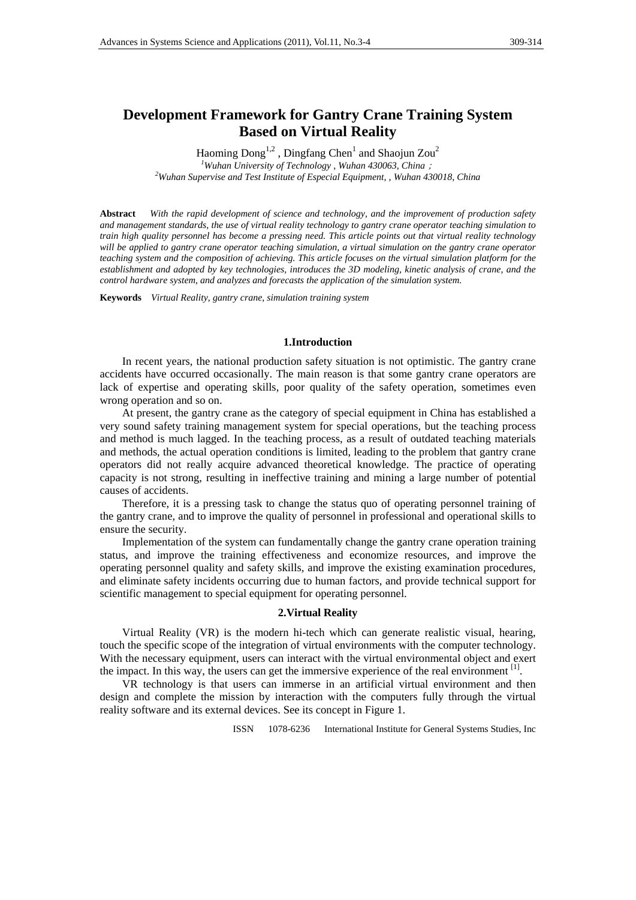# Development Framework for Gantry Crane Training System Based on Virtual Reality

Haoming Dong[1,2] , Dingfang Chen[1] and Shaojun Zou[2]

[1]*Wuhan University of Technology , Wuhan 430063, China ;*

[2]*Wuhan Supervise and Test Institute of Especial Equipment, , Wuhan 430018, China*

**Abstract** *With the rapid development of science and technology, and the improvement of production safety and management standards, the use of virtual reality technology to gantry crane operator teaching simulation to train high quality personnel has become a pressing need. This article points out that virtual reality technology will be applied to gantry crane operator teaching simulation, a virtual simulation on the gantry crane operator teaching system and the composition of achieving. This article focuses on the virtual simulation platform for the establishment and adopted by key technologies, introduces the 3D modeling, kinetic analysis of crane, and the control hardware system, and analyzes and forecasts the application of the simulation system.*

**Keywords** *Virtual Reality, gantry crane, simulation training system*

## 1.Introduction

In recent years, the national production safety situation is not optimistic. The gantry crane accidents have occurred occasionally. The main reason is that some gantry crane operators are lack of expertise and operating skills, poor quality of the safety operation, sometimes even wrong operation and so on.

At present, the gantry crane as the category of special equipment in China has established a very sound safety training management system for special operations, but the teaching process and method is much lagged. In the teaching process, as a result of outdated teaching materials and methods, the actual operation conditions is limited, leading to the problem that gantry crane operators did not really acquire advanced theoretical knowledge. The practice of operating capacity is not strong, resulting in ineffective training and mining a large number of potential causes of accidents.

Therefore, it is a pressing task to change the status quo of operating personnel training of the gantry crane, and to improve the quality of personnel in professional and operational skills to ensure the security.

Implementation of the system can fundamentally change the gantry crane operation training status, and improve the training effectiveness and economize resources, and improve the operating personnel quality and safety skills, and improve the existing examination procedures, and eliminate safety incidents occurring due to human factors, and provide technical support for scientific management to special equipment for operating personnel.

## 2.Virtual Reality

Virtual Reality (VR) is the modern hi-tech which can generate realistic visual, hearing, touch the specific scope of the integration of virtual environments with the computer technology. With the necessary equipment, users can interact with the virtual environmental object and exert the impact. In this way, the users can get the immersive experience of the real environment [1].

VR technology is that users can immerse in an artificial virtual environment and then design and complete the mission by interaction with the computers fully through the virtual reality software and its external devices. See its concept in Figure 1.

ISSN 1078-6236 International Institute for General Systems Studies, Inc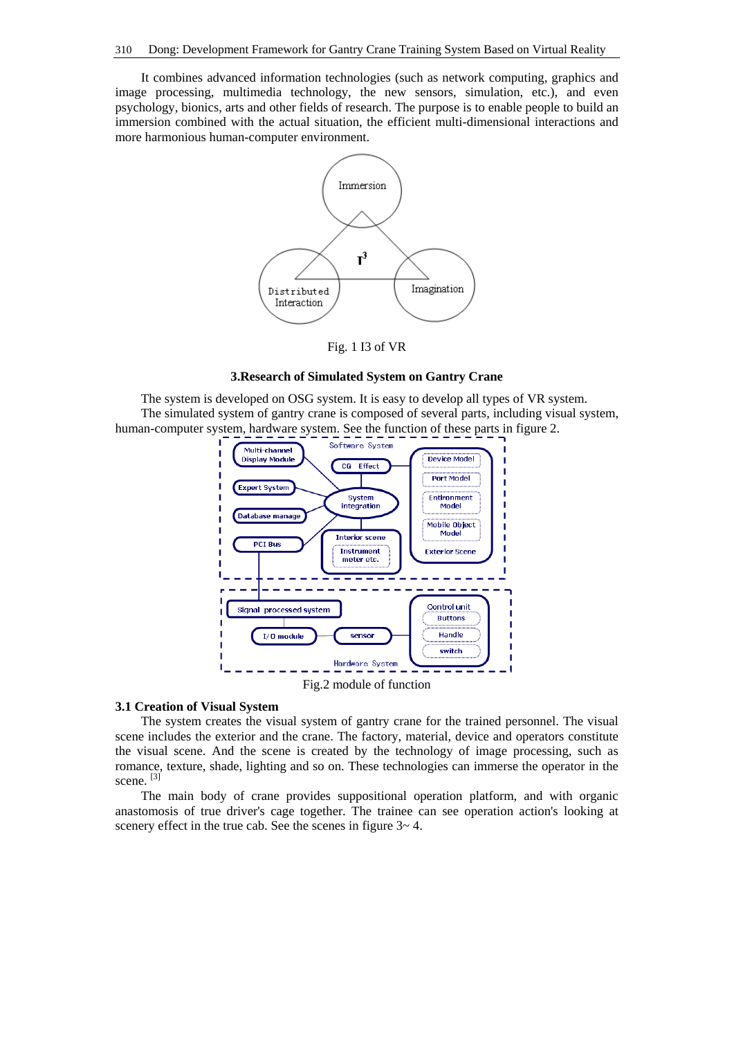It combines advanced information technologies (such as network computing, graphics and image processing, multimedia technology, the new sensors, simulation, etc.), and even psychology, bionics, arts and other fields of research. The purpose is to enable people to build an immersion combined with the actual situation, the efficient multi-dimensional interactions and more harmonious human-computer environment.

Fig. 1 I3 of VR

### 3.Research of Simulated System on Gantry Crane

The system is developed on OSG system. It is easy to develop all types of VR system.

The simulated system of gantry crane is composed of several parts, including visual system, human-computer system, hardware system. See the function of these parts in figure 2.

Fig.2 module of function

### 3.1 Creation of Visual System

The system creates the visual system of gantry crane for the trained personnel. The visual scene includes the exterior and the crane. The factory, material, device and operators constitute the visual scene. And the scene is created by the technology of image processing, such as romance, texture, shade, lighting and so on. These technologies can immerse the operator in the scene. [3]

The main body of crane provides suppositional operation platform, and with organic anastomosis of true driver's cage together. The trainee can see operation action's looking at scenery effect in the true cab. See the scenes in figure 3~ 4.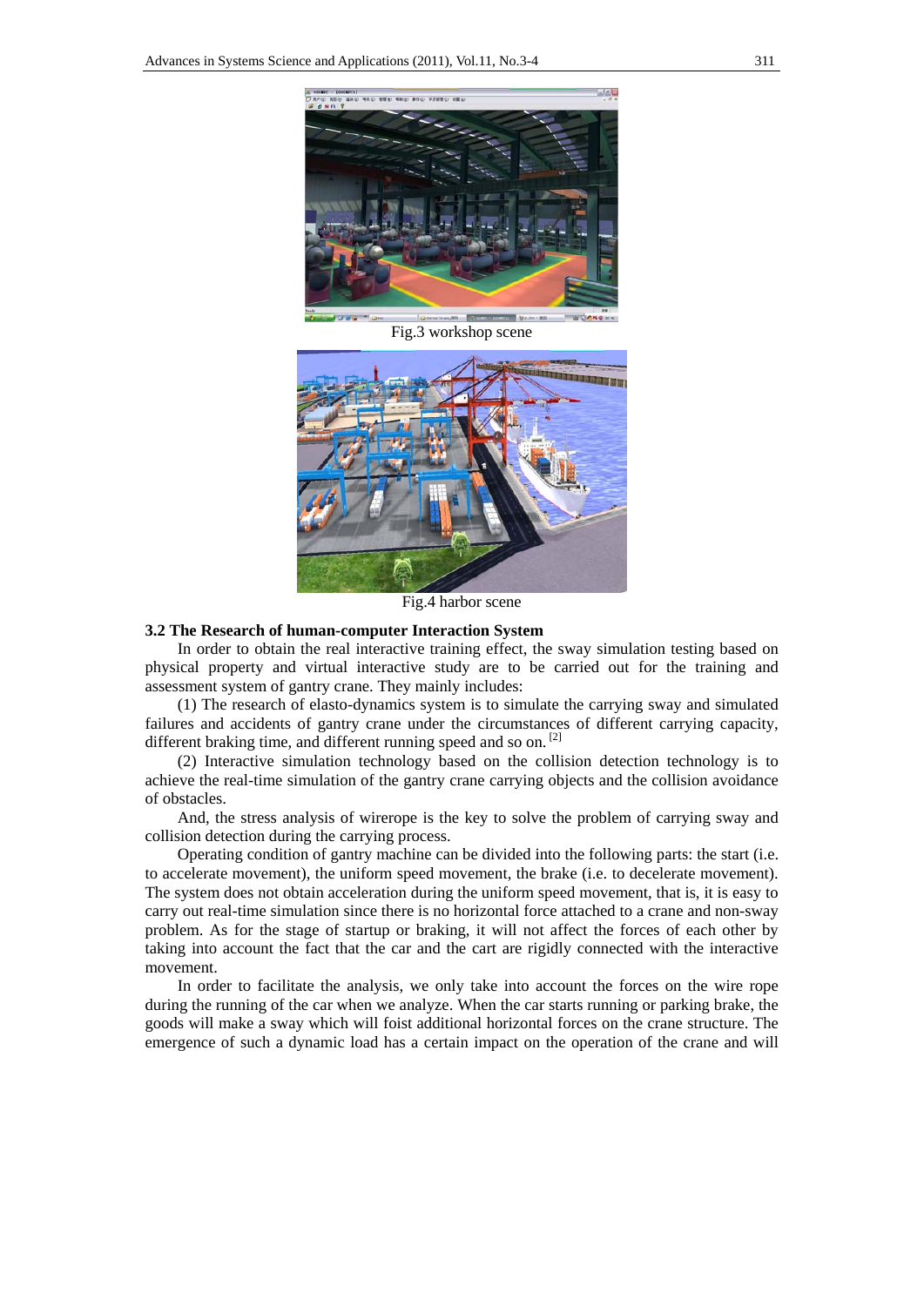Fig.3 workshop scene

Fig.4 harbor scene

**3.2 The Research of human-computer Interaction System**

In order to obtain the real interactive training effect, the sway simulation testing based on physical property and virtual interactive study are to be carried out for the training and assessment system of gantry crane. They mainly includes:

(1) The research of elasto-dynamics system is to simulate the carrying sway and simulated failures and accidents of gantry crane under the circumstances of different carrying capacity, different braking time, and different running speed and so on. [2]

(2) Interactive simulation technology based on the collision detection technology is to achieve the real-time simulation of the gantry crane carrying objects and the collision avoidance of obstacles.

And, the stress analysis of wirerope is the key to solve the problem of carrying sway and collision detection during the carrying process.

Operating condition of gantry machine can be divided into the following parts: the start (i.e. to accelerate movement), the uniform speed movement, the brake (i.e. to decelerate movement). The system does not obtain acceleration during the uniform speed movement, that is, it is easy to carry out real-time simulation since there is no horizontal force attached to a crane and non-sway problem. As for the stage of startup or braking, it will not affect the forces of each other by taking into account the fact that the car and the cart are rigidly connected with the interactive movement.

In order to facilitate the analysis, we only take into account the forces on the wire rope during the running of the car when we analyze. When the car starts running or parking brake, the goods will make a sway which will foist additional horizontal forces on the crane structure. The emergence of such a dynamic load has a certain impact on the operation of the crane and will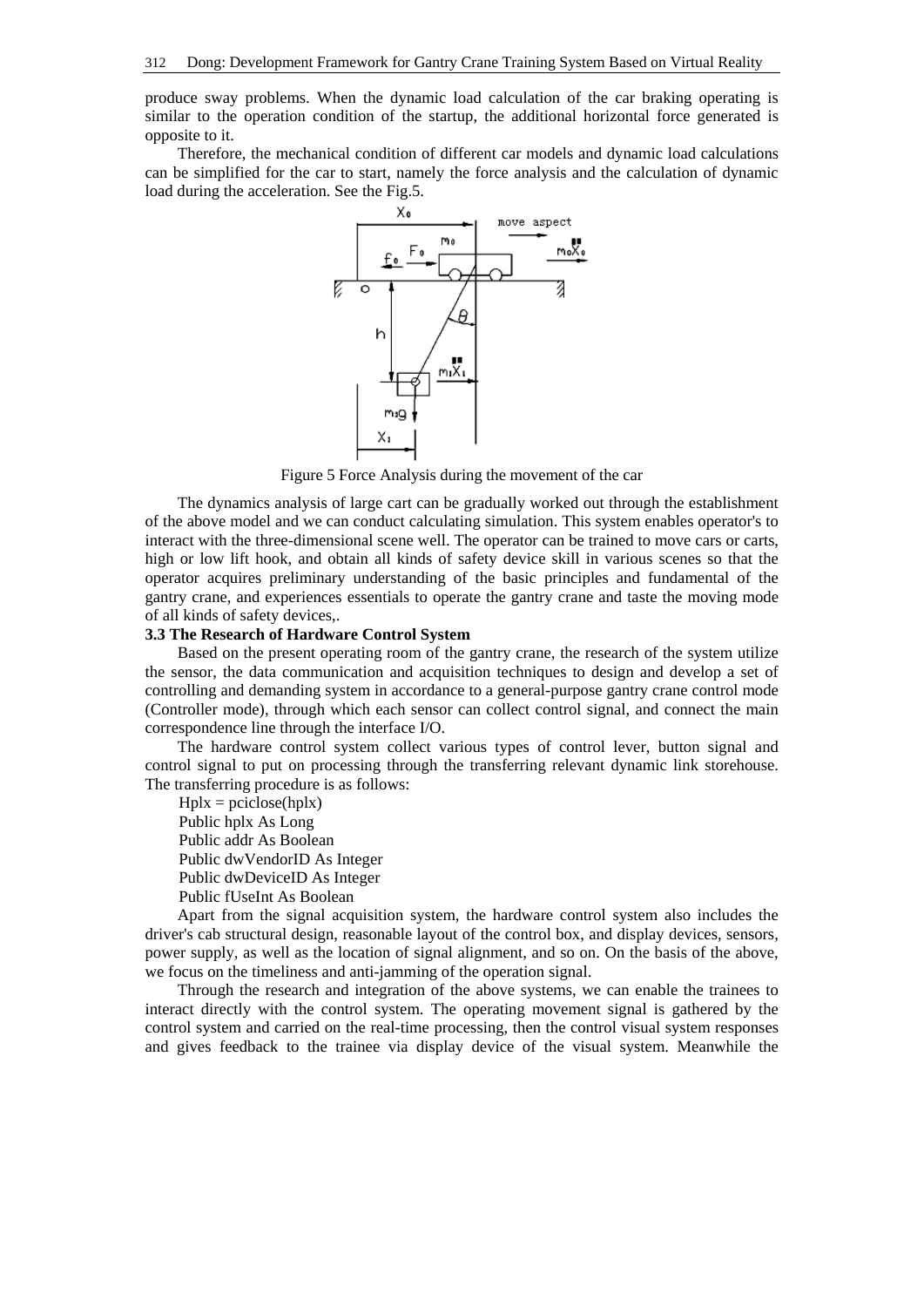produce sway problems. When the dynamic load calculation of the car braking operating is similar to the operation condition of the startup, the additional horizontal force generated is opposite to it.

Therefore, the mechanical condition of different car models and dynamic load calculations can be simplified for the car to start, namely the force analysis and the calculation of dynamic load during the acceleration. See the Fig.5.

Figure 5 Force Analysis during the movement of the car

The dynamics analysis of large cart can be gradually worked out through the establishment of the above model and we can conduct calculating simulation. This system enables operator's to interact with the three-dimensional scene well. The operator can be trained to move cars or carts, high or low lift hook, and obtain all kinds of safety device skill in various scenes so that the operator acquires preliminary understanding of the basic principles and fundamental of the gantry crane, and experiences essentials to operate the gantry crane and taste the moving mode of all kinds of safety devices,.

### 3.3 The Research of Hardware Control System

Based on the present operating room of the gantry crane, the research of the system utilize the sensor, the data communication and acquisition techniques to design and develop a set of controlling and demanding system in accordance to a general-purpose gantry crane control mode (Controller mode), through which each sensor can collect control signal, and connect the main correspondence line through the interface I/O.

The hardware control system collect various types of control lever, button signal and control signal to put on processing through the transferring relevant dynamic link storehouse. The transferring procedure is as follows:

```
Hplx = pciclose(hplx)
Public hplx As Long
Public addr As Boolean
Public dwVendorID As Integer
Public dwDeviceID As Integer
Public fUseInt As Boolean
```

Apart from the signal acquisition system, the hardware control system also includes the driver's cab structural design, reasonable layout of the control box, and display devices, sensors, power supply, as well as the location of signal alignment, and so on. On the basis of the above, we focus on the timeliness and anti-jamming of the operation signal.

Through the research and integration of the above systems, we can enable the trainees to interact directly with the control system. The operating movement signal is gathered by the control system and carried on the real-time processing, then the control visual system responses and gives feedback to the trainee via display device of the visual system. Meanwhile the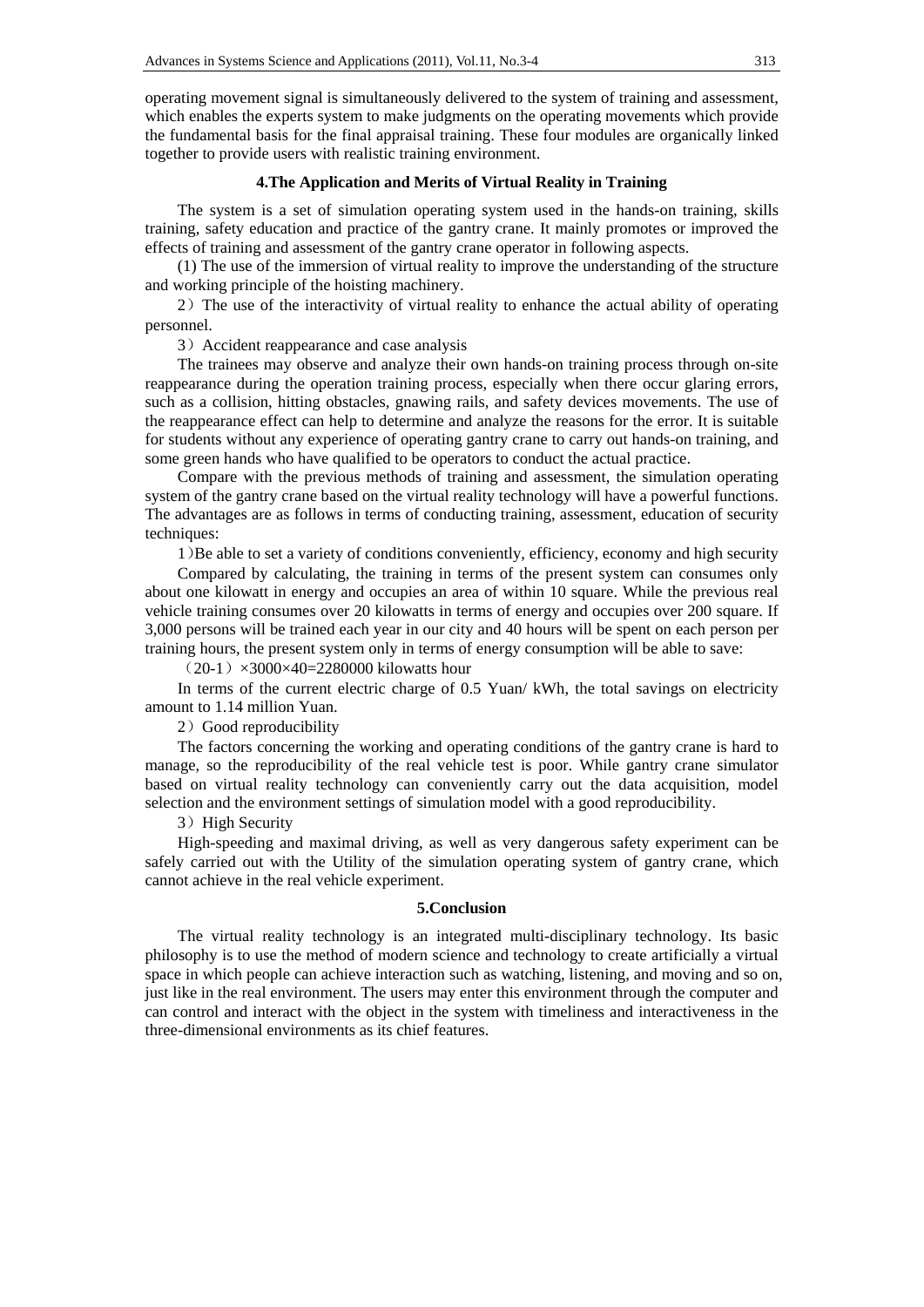operating movement signal is simultaneously delivered to the system of training and assessment, which enables the experts system to make judgments on the operating movements which provide the fundamental basis for the final appraisal training. These four modules are organically linked together to provide users with realistic training environment.

## 4.The Application and Merits of Virtual Reality in Training

The system is a set of simulation operating system used in the hands-on training, skills training, safety education and practice of the gantry crane. It mainly promotes or improved the effects of training and assessment of the gantry crane operator in following aspects.

(1) The use of the immersion of virtual reality to improve the understanding of the structure and working principle of the hoisting machinery.

2）The use of the interactivity of virtual reality to enhance the actual ability of operating personnel.

3）Accident reappearance and case analysis

The trainees may observe and analyze their own hands-on training process through on-site reappearance during the operation training process, especially when there occur glaring errors, such as a collision, hitting obstacles, gnawing rails, and safety devices movements. The use of the reappearance effect can help to determine and analyze the reasons for the error. It is suitable for students without any experience of operating gantry crane to carry out hands-on training, and some green hands who have qualified to be operators to conduct the actual practice.

Compare with the previous methods of training and assessment, the simulation operating system of the gantry crane based on the virtual reality technology will have a powerful functions. The advantages are as follows in terms of conducting training, assessment, education of security techniques:

1)Be able to set a variety of conditions conveniently, efficiency, economy and high security

Compared by calculating, the training in terms of the present system can consumes only about one kilowatt in energy and occupies an area of within 10 square. While the previous real vehicle training consumes over 20 kilowatts in terms of energy and occupies over 200 square. If 3,000 persons will be trained each year in our city and 40 hours will be spent on each person per training hours, the present system only in terms of energy consumption will be able to save:

$(20-1)\times3000\times40=2280000$ kilowatts hour

In terms of the current electric charge of 0.5 Yuan/ kWh, the total savings on electricity amount to 1.14 million Yuan.

2）Good reproducibility

The factors concerning the working and operating conditions of the gantry crane is hard to manage, so the reproducibility of the real vehicle test is poor. While gantry crane simulator based on virtual reality technology can conveniently carry out the data acquisition, model selection and the environment settings of simulation model with a good reproducibility.

3）High Security

High-speeding and maximal driving, as well as very dangerous safety experiment can be safely carried out with the Utility of the simulation operating system of gantry crane, which cannot achieve in the real vehicle experiment.

## 5.Conclusion

The virtual reality technology is an integrated multi-disciplinary technology. Its basic philosophy is to use the method of modern science and technology to create artificially a virtual space in which people can achieve interaction such as watching, listening, and moving and so on, just like in the real environment. The users may enter this environment through the computer and can control and interact with the object in the system with timeliness and interactiveness in the three-dimensional environments as its chief features.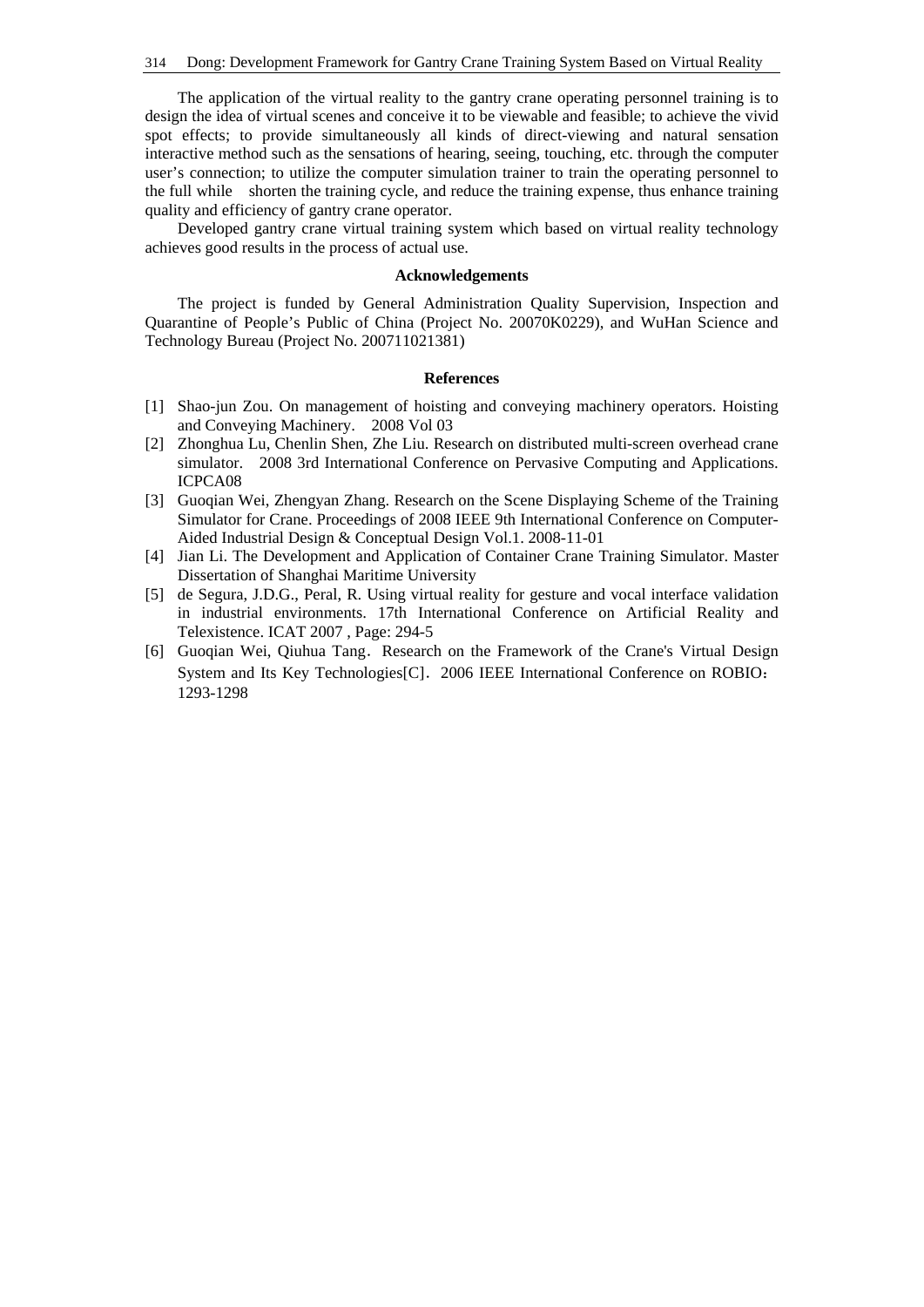The application of the virtual reality to the gantry crane operating personnel training is to design the idea of virtual scenes and conceive it to be viewable and feasible; to achieve the vivid spot effects; to provide simultaneously all kinds of direct-viewing and natural sensation interactive method such as the sensations of hearing, seeing, touching, etc. through the computer user's connection; to utilize the computer simulation trainer to train the operating personnel to the full while shorten the training cycle, and reduce the training expense, thus enhance training quality and efficiency of gantry crane operator.

Developed gantry crane virtual training system which based on virtual reality technology achieves good results in the process of actual use.

## Acknowledgements

The project is funded by General Administration Quality Supervision, Inspection and Quarantine of People's Public of China (Project No. 20070K0229), and WuHan Science and Technology Bureau (Project No. 200711021381)

## References

[1] Shao-jun Zou. On management of hoisting and conveying machinery operators. Hoisting and Conveying Machinery. 2008 Vol 03

[2] Zhonghua Lu, Chenlin Shen, Zhe Liu. Research on distributed multi-screen overhead crane simulator. 2008 3rd International Conference on Pervasive Computing and Applications. ICPCA08

[3] Guoqian Wei, Zhengyan Zhang. Research on the Scene Displaying Scheme of the Training Simulator for Crane. Proceedings of 2008 IEEE 9th International Conference on Computer-Aided Industrial Design & Conceptual Design Vol.1. 2008-11-01

[4] Jian Li. The Development and Application of Container Crane Training Simulator. Master Dissertation of Shanghai Maritime University

[5] de Segura, J.D.G., Peral, R. Using virtual reality for gesture and vocal interface validation in industrial environments. 17th International Conference on Artificial Reality and Telexistence. ICAT 2007 , Page: 294-5

[6] Guoqian Wei, Qiuhua Tang．Research on the Framework of the Crane's Virtual Design System and Its Key Technologies[C]．2006 IEEE International Conference on ROBIO：1293-1298